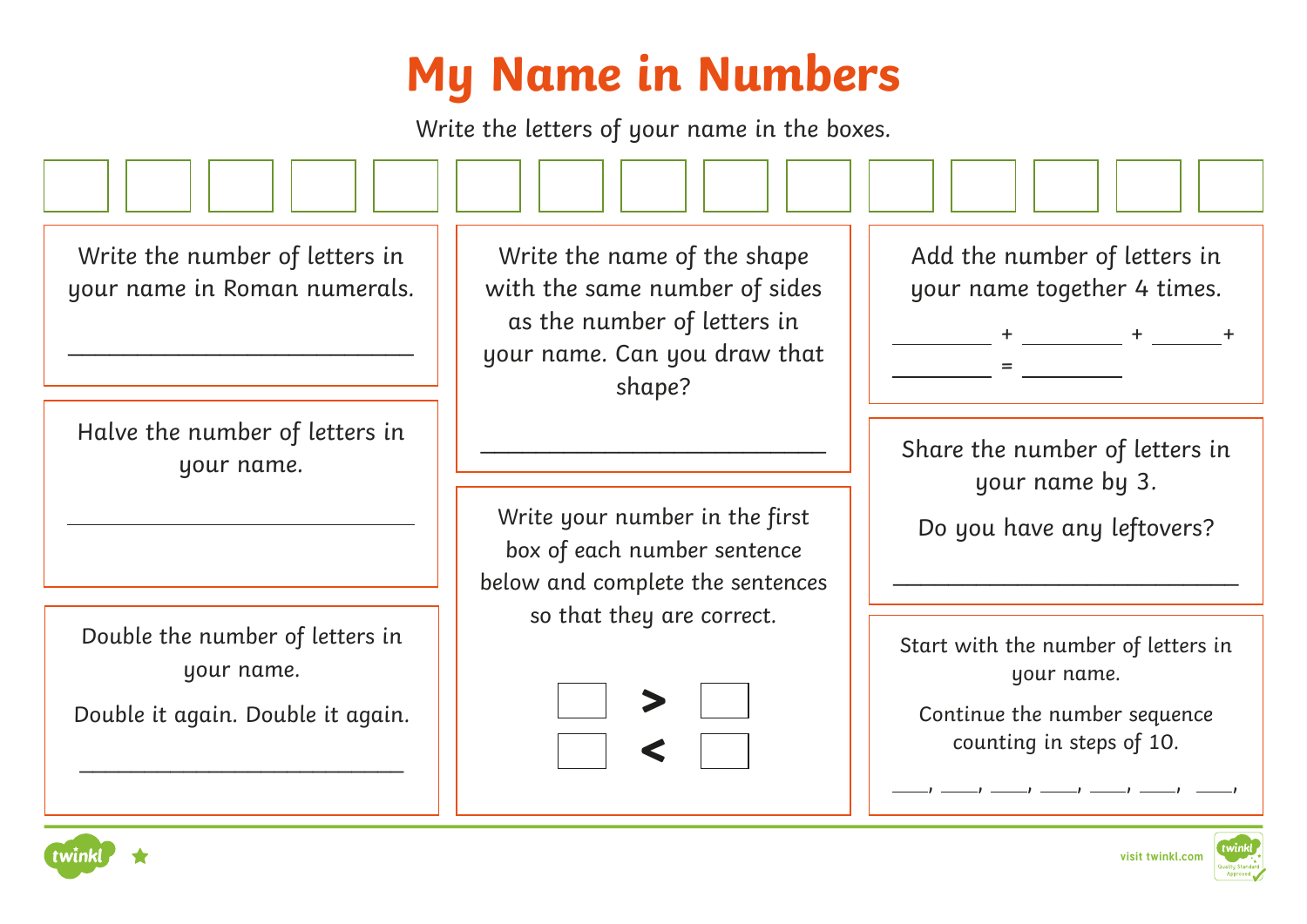# My Name in Numbers

Write the letters of your name in the boxes.

| | | | | | | | | | | | | | | |
|---|---|---|---|---|---|---|---|---|---|---|---|---|---|---|
| | | | | | | | | | | | | | | |

Write the number of letters in your name in Roman numerals.

_______________________________

Halve the number of letters in your name.

_______________________________

Double the number of letters in your name.

Double it again. Double it again.

_______________________________

Write the name of the shape with the same number of sides as the number of letters in your name. Can you draw that shape?

_______________________________

Write your number in the first box of each number sentence below and complete the sentences so that they are correct.

☐ > ☐

☐ < ☐

Add the number of letters in your name together 4 times.

________ + ________ + ______ +

________ = ________

Share the number of letters in your name by 3.

Do you have any leftovers?

_______________________________

Start with the number of letters in your name.

Continue the number sequence counting in steps of 10.

____, ____, ____, ____, ____, ____, ____,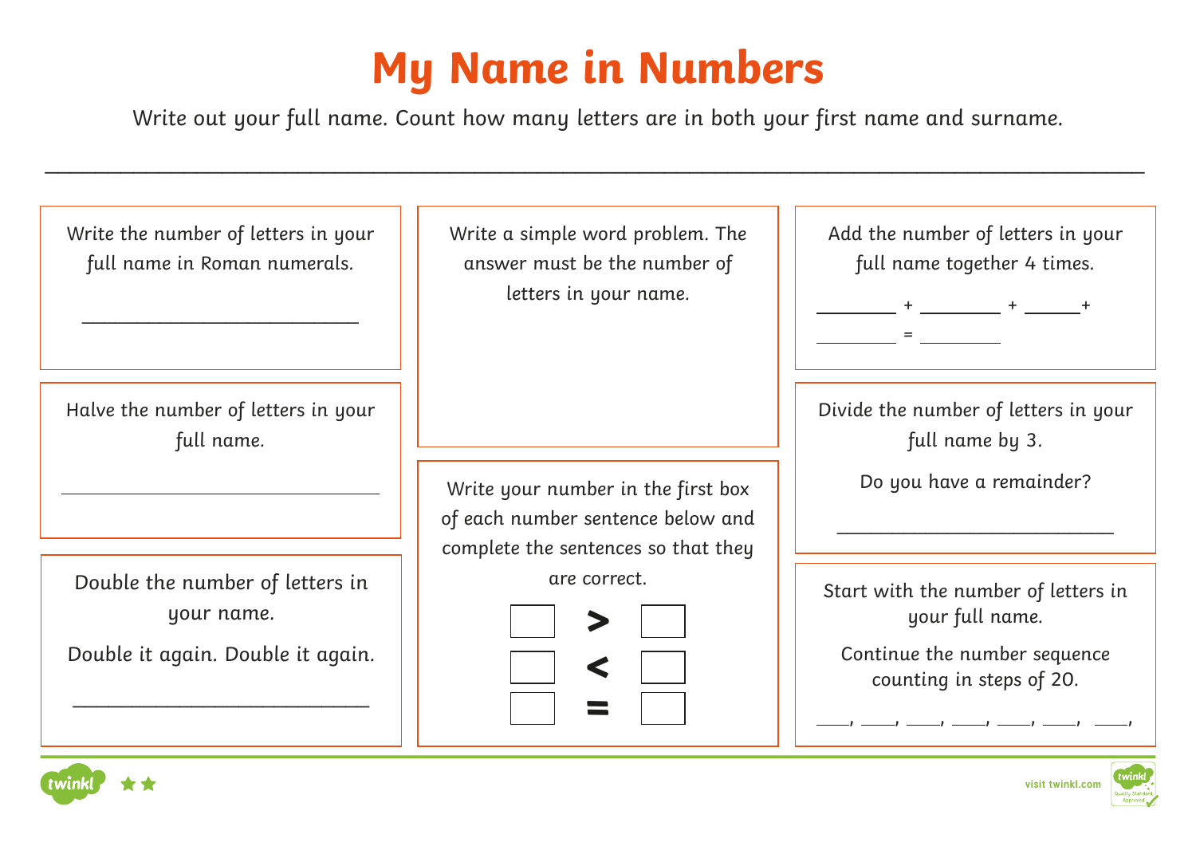# My Name in Numbers

Write out your full name. Count how many letters are in both your first name and surname.

______________________________________________________________________________________________

Write the number of letters in your full name in Roman numerals.

____________________________

Halve the number of letters in your full name.

________________________________

Double the number of letters in your name.

Double it again. Double it again.

______________________________

Write a simple word problem. The answer must be the number of letters in your name.

Write your number in the first box of each number sentence below and complete the sentences so that they are correct.

☐ > ☐

☐ < ☐

☐ = ☐

Add the number of letters in your full name together 4 times.

________ + ________ + ______ +

________ = ________

Divide the number of letters in your full name by 3.

Do you have a remainder?

____________________________

Start with the number of letters in your full name.

Continue the number sequence counting in steps of 20.

____, ____, ____, ____, ____, ____, ____,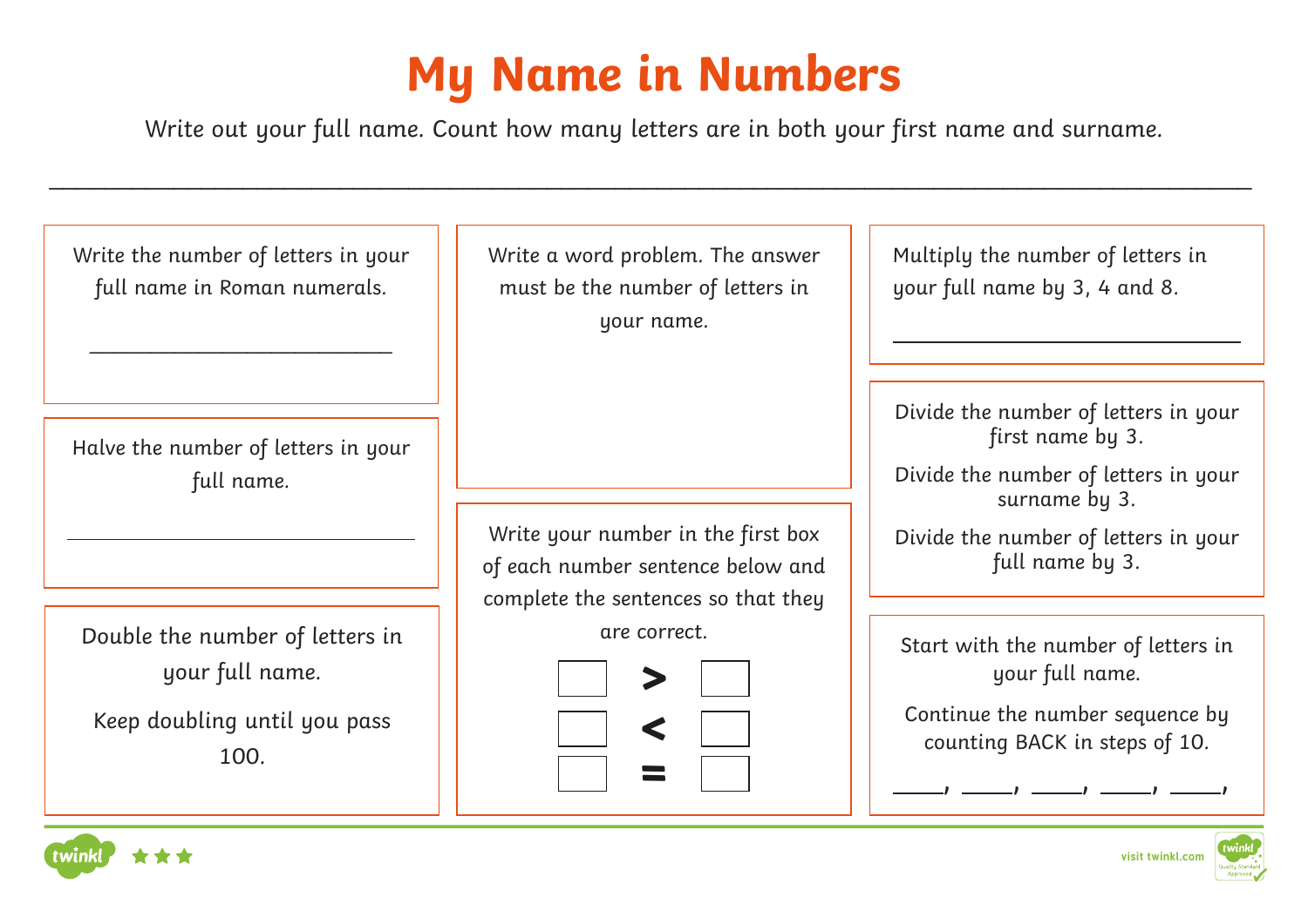# My Name in Numbers

Write out your full name. Count how many letters are in both your first name and surname.

_______________________________________________________________________________

Write the number of letters in your full name in Roman numerals.

___________________________

Halve the number of letters in your full name.

___________________________

Double the number of letters in your full name.

Keep doubling until you pass 100.

Write a word problem. The answer must be the number of letters in your name.

Write your number in the first box of each number sentence below and complete the sentences so that they are correct.

☐ > ☐

☐ < ☐

☐ = ☐

Multiply the number of letters in your full name by 3, 4 and 8.

___________________________

Divide the number of letters in your first name by 3.

Divide the number of letters in your surname by 3.

Divide the number of letters in your full name by 3.

Start with the number of letters in your full name.

Continue the number sequence by counting BACK in steps of 10.

____, ____, ____, ____, ____,